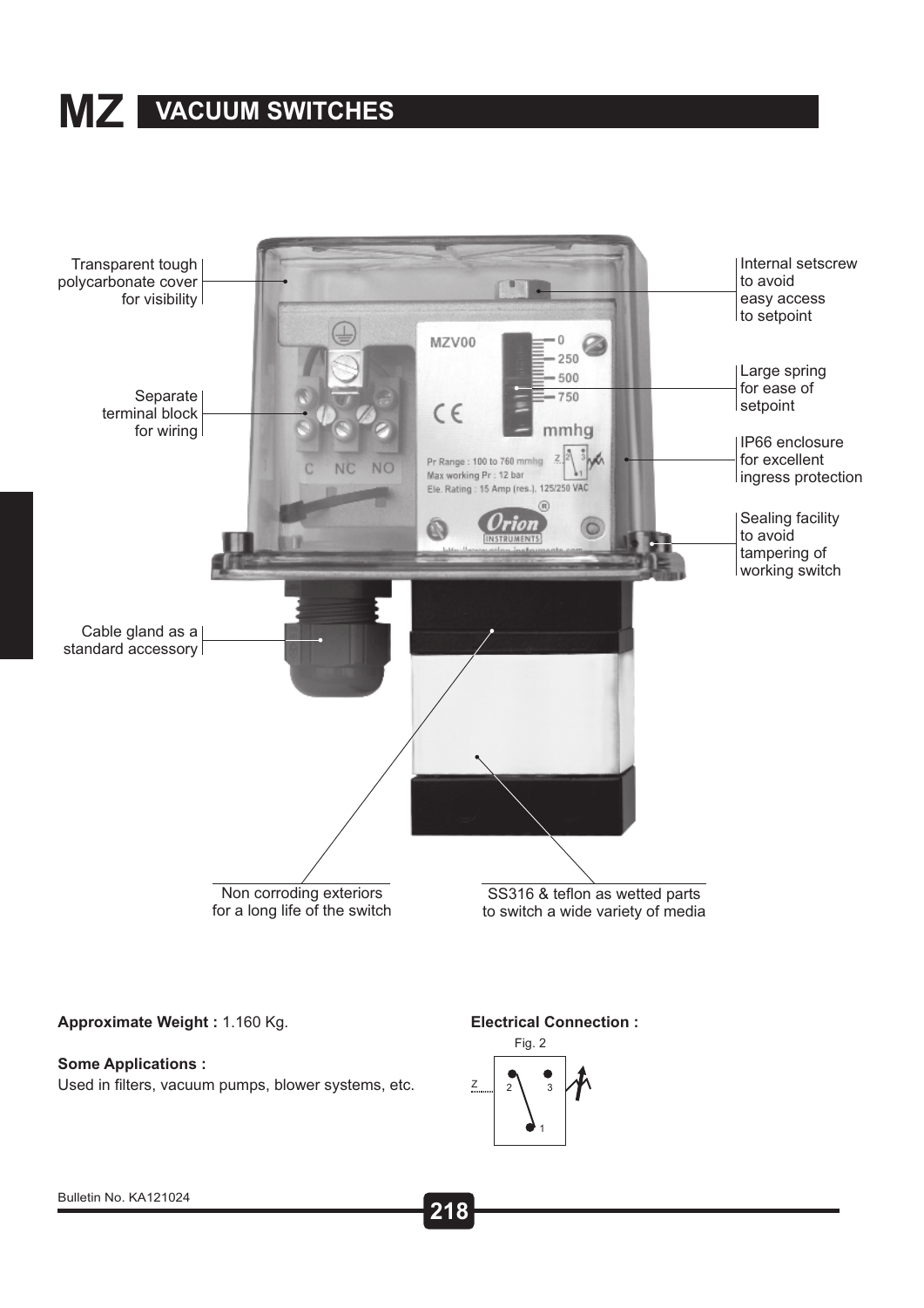# MZ VACUUM SWITCHES

Transparent tough polycarbonate cover for visibility

Separate terminal block for wiring

Cable gland as a standard accessory

Internal setscrew to avoid easy access to setpoint

Large spring for ease of setpoint

IP66 enclosure for excellent ingress protection

Sealing facility to avoid tampering of working switch

Non corroding exteriors for a long life of the switch

SS316 & teflon as wetted parts to switch a wide variety of media

**Approximate Weight :** 1.160 Kg.

**Some Applications :**
Used in filters, vacuum pumps, blower systems, etc.

**Electrical Connection :**

Fig. 2

Bulletin No. KA121024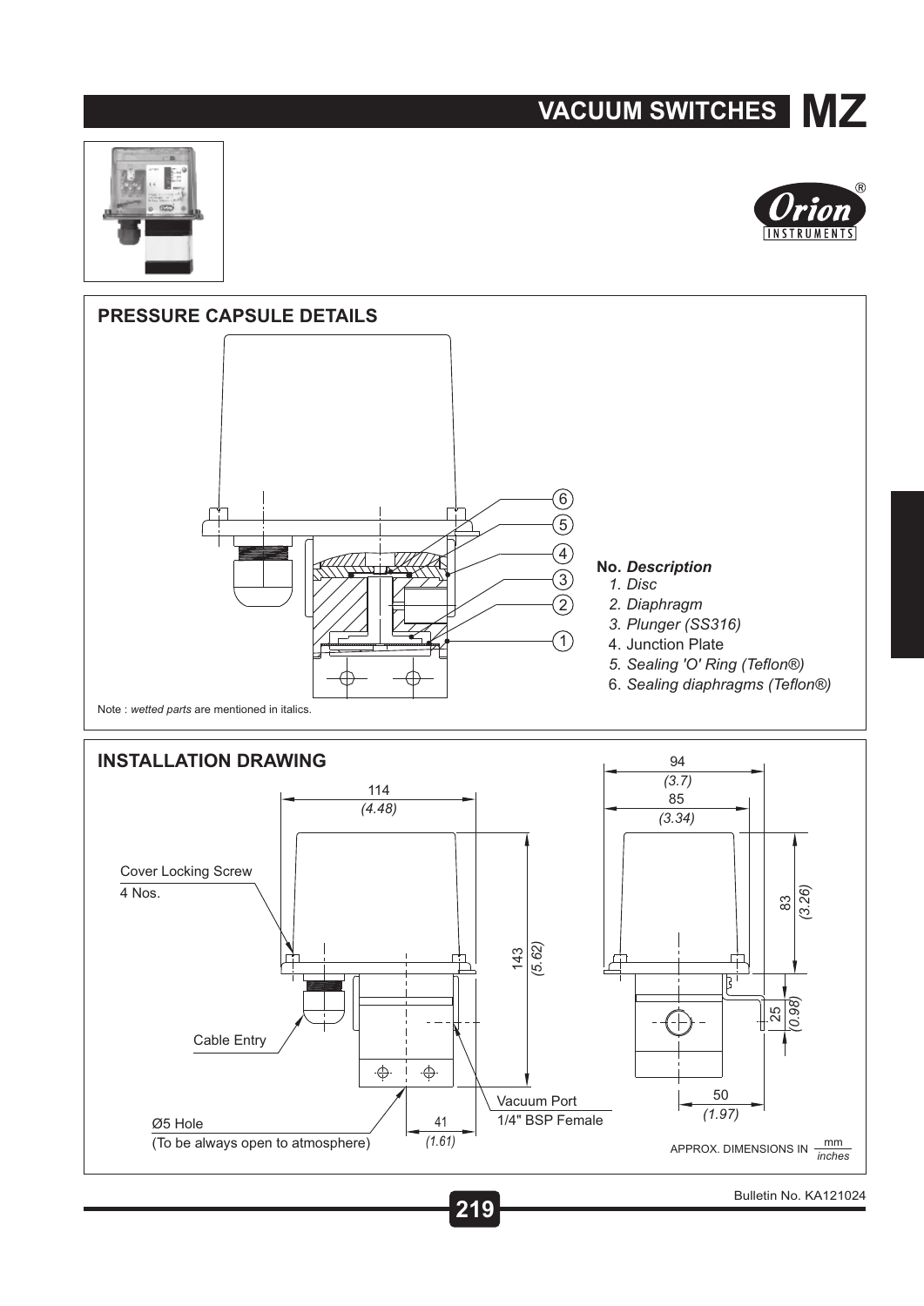# VACUUM SWITCHES MZ

## PRESSURE CAPSULE DETAILS

**No.** ***Description***

1. *Disc*
2. *Diaphragm*
3. *Plunger (SS316)*
4. Junction Plate
5. *Sealing 'O' Ring (Teflon®)*
6. *Sealing diaphragms (Teflon®)*

Note : *wetted parts* are mentioned in italics.

## INSTALLATION DRAWING

Cover Locking Screw
4 Nos.

Cable Entry

Ø5 Hole
(To be always open to atmosphere)

Vacuum Port
1/4" BSP Female

114 *(4.48)*

143 *(5.62)*

41 *(1.61)*

94 *(3.7)*

85 *(3.34)*

83 *(3.26)*

25 *(0.98)*

50 *(1.97)*

APPROX. DIMENSIONS IN mm / *inches*

Bulletin No. KA121024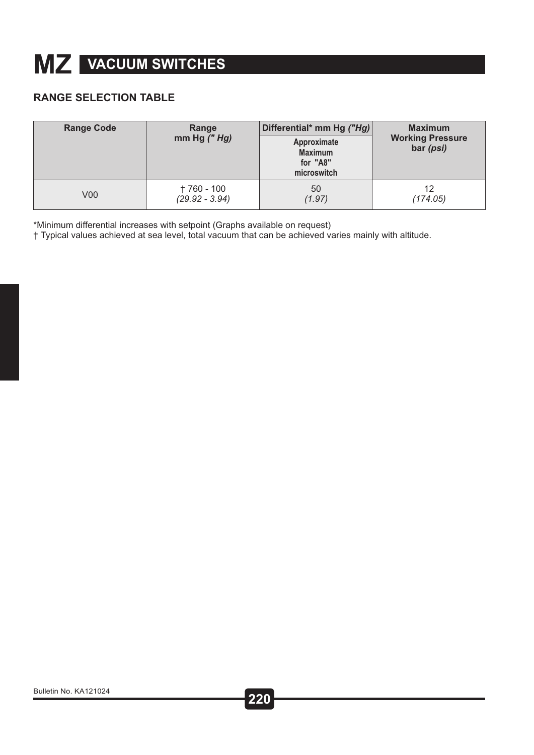# MZ VACUUM SWITCHES

## RANGE SELECTION TABLE

| Range Code | Range mm Hg *(" Hg)* | Differential* mm Hg *("Hg)* | Maximum Working Pressure bar *(psi)* |
|---|---|---|---|
| | | Approximate Maximum for "A8" microswitch | |
| V00 | † 760 - 100 *(29.92 - 3.94)* | 50 *(1.97)* | 12 *(174.05)* |

*Minimum differential increases with setpoint (Graphs available on request)

† Typical values achieved at sea level, total vacuum that can be achieved varies mainly with altitude.

Bulletin No. KA121024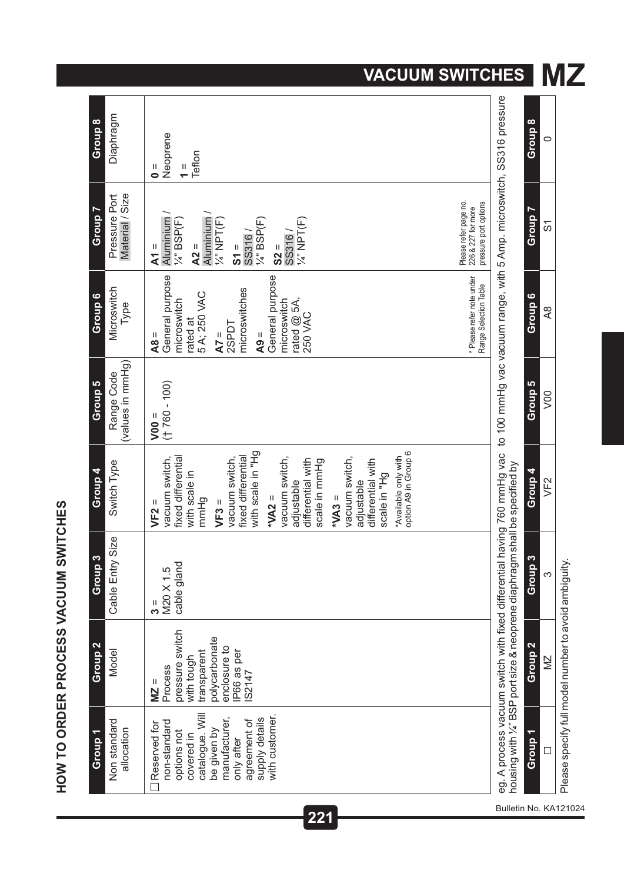# VACUUM SWITCHES MZ

## HOW TO ORDER PROCESS VACUUM SWITCHES

| Group 1 | Group 2 | Group 3 | Group 4 | Group 5 | Group 6 | Group 7 | Group 8 |
|---|---|---|---|---|---|---|---|
| Non standard allocation | Model | Cable Entry Size | Switch Type | Range Code (values in mmHg) | Microswitch Type | Pressure Port Material / Size | Diaphragm |
| ☐ Reserved for non-standard options not covered in catalogue. Will be given by manufacturer, only after agreement of supply details with customer. | **MZ** = Process pressure switch with tough transparent polycarbonate enclosure to IP66 as per IS2147 | **3** = M20 X 1.5 cable gland | **VF2** = vacuum switch, fixed differential with scale in mmHg<br>**VF3** = vacuum switch, fixed differential with scale in "Hg<br>***VA2** = vacuum switch, adjustable differential with scale in mmHg<br>***VA3** = vacuum switch, adjustable differential with scale in "Hg<br>*Available only with option A9 in Group 6 | **V00** = († 760 - 100) | **A8** = General purpose microswitch rated at 5 A; 250 VAC<br>**A7** = 2SPDT microswitches<br>**A9** = General purpose microswitch rated @ 5A, 250 VAC<br>* Please refer note under Range Selection Table | **A1** = Aluminium / ¼" BSP(F)<br>**A2** = Aluminium / ¼" NPT(F)<br>**S1** = SS316 / ¼" BSP(F)<br>**S2** = SS316 / ¼" NPT(F)<br>Please refer page no. 226 & 227 for more pressure port options | **0** = Neoprene<br>**1** = Teflon |

eg. A process vacuum switch with fixed differential having 760 mmHg vac to 100 mmHg vac vacuum range, with 5 Amp. microswitch, SS316 pressure housing with ¼" BSP port size & neoprene diaphragm shall be specified by

| Group 1 | Group 2 | Group 3 | Group 4 | Group 5 | Group 6 | Group 7 | Group 8 |
|---|---|---|---|---|---|---|---|
| ☐ | MZ | 3 | VF2 | V00 | A8 | S1 | 0 |

Please specify full model number to avoid ambiguity.

Bulletin No. KA121024